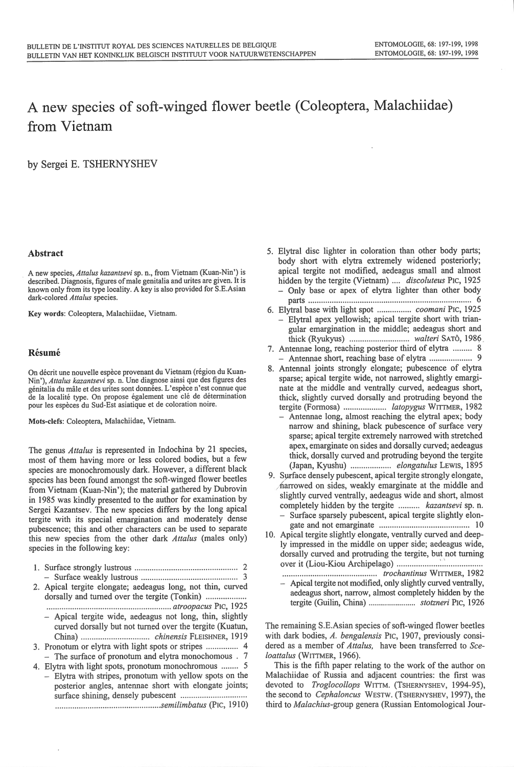# A new species of soft-winged flower beetle (Coleoptera, Malachiidae) from Vietnam

by Sergei E. TSHERNYSHEV

## Abstract

A new species, *Attalus kazantsevi* sp. n., from Vietnam (Kuan-Nin') is described. Diagnosis, figures of male genitalia and urites are given. It is known only from its type locality. A key is also provided for S.E.Asian dark-colored *Attalus* species.

**Key words**: Coleoptera, Malachiidae, Vietnam.

## Résumé

On décrit une nouvelle espèce provenant du Vietnam (région du Kuan-Nin'), *Attalus kazantsevi* sp. n. Une diagnose ainsi que des figures des génitalia du mâle et des urites sont données. L'espèce n'est connue que de la localité type. On propose également une clé de détermination pour les espèces du Sud-Est asiatique et de coloration noire.

**Mots-clefs**: Coleoptera, Malachiidae, Vietnam.

The genus *Attalus* is represented in Indochina by 21 species, most of them having more or less colored bodies, but a few species are monochromously dark. However, a different black species has been found amongst the soft-winged flower beetles from Vietnam (Kuan-Nin'); the material gathered by Dubrovin in 1985 was kindly presented to the author for examination by Sergei Kazantsev. The new species differs by the long apical tergite with its special emargination and moderately dense pubescence; this and other characters can be used to separate this new species from the other dark *Attalus* (males only) species in the following key:

1. Surface strongly lustrous ........................................... 2
   – Surface weakly lustrous ........................................... 3
2. Apical tergite elongate; aedeagus long, not thin, curved dorsally and turned over the tergite (Tonkin) ........................................... *atroopacus* PIC, 1925
   – Apical tergite wide, aedeagus not long, thin, slightly curved dorsally but not turned over the tergite (Kuatun, China) ........................................... *chinensis* FLEISHNER, 1919
3. Pronotum or elytra with light spots or stripes .............. 4
   – The surface of pronotum and elytra monochomous . 7
4. Elytra with light spots, pronotum monochromous ........ 5
   – Elytra with stripes, pronotum with yellow spots on the posterior angles, antennae short with elongate joints; surface shining, densely pubescent ........................................... *semilimbatus* (PIC, 1910)
5. Elytral disc lighter in coloration than other body parts; body short with elytra extremely widened posteriorly; apical tergite not modified, aedeagus small and almost hidden by the tergite (Vietnam) .... *discoluteus* PIC, 1925
   – Only base or apex of elytra lighter than other body parts ........................................... 6
6. Elytral base with light spot ................ *coomani* PIC, 1925
   – Elytral apex yellowish; apical tergite short with triangular emargination in the middle; aedeagus short and thick (Ryukyus) ........................... *walteri* SATÔ, 1986
7. Antennae long, reaching posterior third of elytra ......... 8
   – Antennae short, reaching base of elytra .................... 9
8. Antennal joints strongly elongate; pubescence of elytra sparse; apical tergite wide, not narrowed, slightly emarginate at the middle and ventrally curved, aedeagus short, thick, slightly curved dorsally and protruding beyond the tergite (Formosa) .................... *latopygus* WITTMER, 1982
   – Antennae long, almost reaching the elytral apex; body narrow and shining, black pubescence of surface very sparse; apical tergite extremely narrowed with stretched apex, emarginate on sides and dorsally curved; aedeagus thick, dorsally curved and protruding beyond the tergite (Japan, Kyushu) ................... *elongatulus* LEWIS, 1895
9. Surface densely pubescent, apical tergite strongly elongate, narrowed on sides, weakly emarginate at the middle and slightly curved ventrally, aedeagus wide and short, almost completely hidden by the tergite .......... *kazantsevi* sp. n.
   – Surface sparsely pubescent, apical tergite slightly elongate and not emarginate ........................................... 10
10. Apical tergite slightly elongate, ventrally curved and deeply impressed in the middle on upper side; aedeagus wide, dorsally curved and protruding the tergite, but not turning over it (Liou-Kiou Archipelago) ........................................... *trochantinus* WITTMER, 1982
    – Apical tergite not modified, only slightly curved ventrally, aedeagus short, narrow, almost completely hidden by the tergite (Guilin, China) ...................... *stotzneri* PIC, 1926

The remaining S.E.Asian species of soft-winged flower beetles with dark bodies, *A. bengalensis* PIC, 1907, previously considered as a member of *Attalus,* have been transferred to *Sceloattalus* (WITTMER, 1966).

This is the fifth paper relating to the work of the author on Malachiidae of Russia and adjacent countries: the first was devoted to *Troglocollops* WITTM. (TSHERNYSHEV, 1994-95), the second to *Cephaloncus* WESTW. (TSHERNYSHEV, 1997), the third to *Malachius*-group genera (Russian Entomological Jour-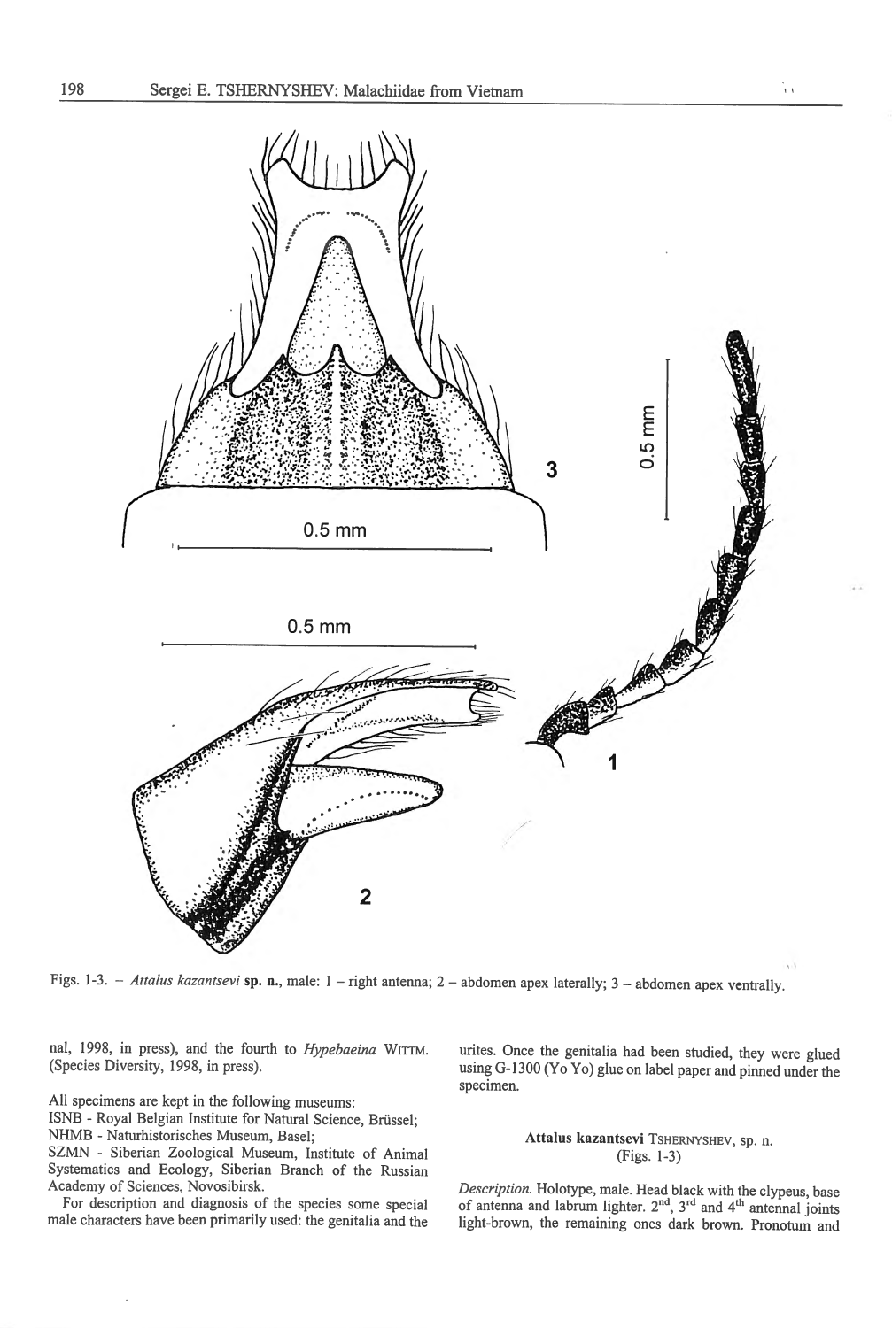Figs. 1-3. – *Attalus kazantsevi* **sp. n.**, male: 1 – right antenna; 2 – abdomen apex laterally; 3 – abdomen apex ventrally.

nal, 1998, in press), and the fourth to *Hypebaeina* WITTM. (Species Diversity, 1998, in press).

All specimens are kept in the following museums:
ISNB - Royal Belgian Institute for Natural Science, Brüssel;
NHMB - Naturhistorisches Museum, Basel;
SZMN - Siberian Zoological Museum, Institute of Animal Systematics and Ecology, Siberian Branch of the Russian Academy of Sciences, Novosibirsk.

For description and diagnosis of the species some special male characters have been primarily used: the genitalia and the urites. Once the genitalia had been studied, they were glued using G-1300 (Yo Yo) glue on label paper and pinned under the specimen.

### Attalus kazantsevi TSHERNYSHEV, sp. n.
(Figs. 1-3)

*Description.* Holotype, male. Head black with the clypeus, base of antenna and labrum lighter. 2nd, 3rd and 4th antennal joints light-brown, the remaining ones dark brown. Pronotum and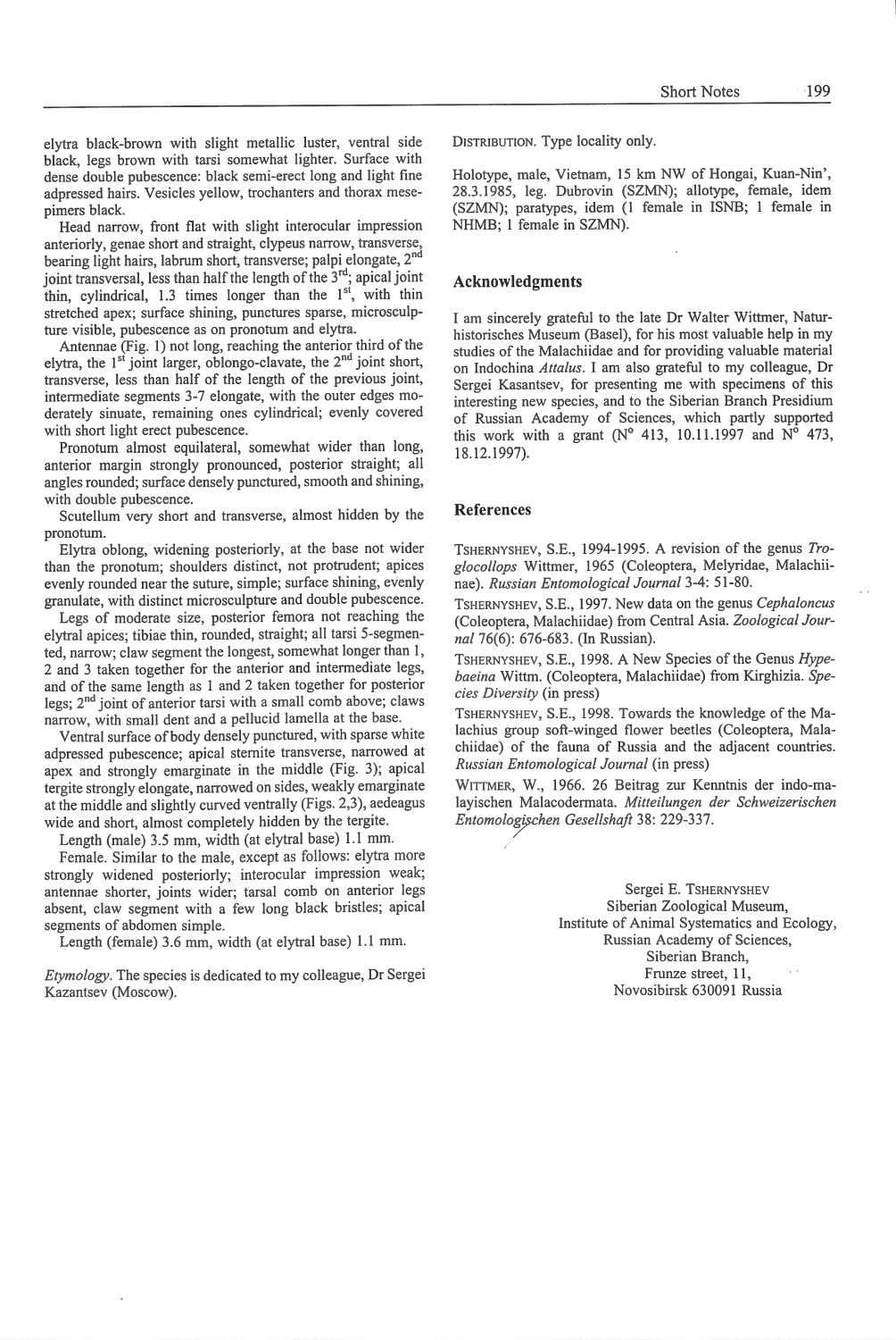elytra black-brown with slight metallic luster, ventral side black, legs brown with tarsi somewhat lighter. Surface with dense double pubescence: black semi-erect long and light fine adpressed hairs. Vesicles yellow, trochanters and thorax mesepimers black.

Head narrow, front flat with slight interocular impression anteriorly, genae short and straight, clypeus narrow, transverse, bearing light hairs, labrum short, transverse; palpi elongate, 2nd joint transversal, less than half the length of the 3rd; apical joint thin, cylindrical, 1.3 times longer than the 1st, with thin stretched apex; surface shining, punctures sparse, microsculpture visible, pubescence as on pronotum and elytra.

Antennae (Fig. 1) not long, reaching the anterior third of the elytra, the 1st joint larger, oblongo-clavate, the 2nd joint short, transverse, less than half of the length of the previous joint, intermediate segments 3-7 elongate, with the outer edges moderately sinuate, remaining ones cylindrical; evenly covered with short light erect pubescence.

Pronotum almost equilateral, somewhat wider than long, anterior margin strongly pronounced, posterior straight; all angles rounded; surface densely punctured, smooth and shining, with double pubescence.

Scutellum very short and transverse, almost hidden by the pronotum.

Elytra oblong, widening posteriorly, at the base not wider than the pronotum; shoulders distinct, not protrudent; apices evenly rounded near the suture, simple; surface shining, evenly granulate, with distinct microsculpture and double pubescence.

Legs of moderate size, posterior femora not reaching the elytral apices; tibiae thin, rounded, straight; all tarsi 5-segmented, narrow; claw segment the longest, somewhat longer than 1, 2 and 3 taken together for the anterior and intermediate legs, and of the same length as 1 and 2 taken together for posterior legs; 2nd joint of anterior tarsi with a small comb above; claws narrow, with small dent and a pellucid lamella at the base.

Ventral surface of body densely punctured, with sparse white adpressed pubescence; apical sternite transverse, narrowed at apex and strongly emarginate in the middle (Fig. 3); apical tergite strongly elongate, narrowed on sides, weakly emarginate at the middle and slightly curved ventrally (Figs. 2,3), aedeagus wide and short, almost completely hidden by the tergite.

Length (male) 3.5 mm, width (at elytral base) 1.1 mm.

Female. Similar to the male, except as follows: elytra more strongly widened posteriorly; interocular impression weak; antennae shorter, joints wider; tarsal comb on anterior legs absent, claw segment with a few long black bristles; apical segments of abdomen simple.

Length (female) 3.6 mm, width (at elytral base) 1.1 mm.

*Etymology*. The species is dedicated to my colleague, Dr Sergei Kazantsev (Moscow).

DISTRIBUTION. Type locality only.

Holotype, male, Vietnam, 15 km NW of Hongai, Kuan-Nin', 28.3.1985, leg. Dubrovin (SZMN); allotype, female, idem (SZMN); paratypes, idem (1 female in ISNB; 1 female in NHMB; 1 female in SZMN).

## Acknowledgments

I am sincerely grateful to the late Dr Walter Wittmer, Naturhistorisches Museum (Basel), for his most valuable help in my studies of the Malachiidae and for providing valuable material on Indochina *Attalus*. I am also grateful to my colleague, Dr Sergei Kasantsev, for presenting me with specimens of this interesting new species, and to the Siberian Branch Presidium of Russian Academy of Sciences, which partly supported this work with a grant (N° 413, 10.11.1997 and N° 473, 18.12.1997).

## References

TSHERNYSHEV, S.E., 1994-1995. A revision of the genus *Troglocollops* Wittmer, 1965 (Coleoptera, Melyridae, Malachiinae). *Russian Entomological Journal* 3-4: 51-80.

TSHERNYSHEV, S.E., 1997. New data on the genus *Cephaloncus* (Coleoptera, Malachiidae) from Central Asia. *Zoological Journal* 76(6): 676-683. (In Russian).

TSHERNYSHEV, S.E., 1998. A New Species of the Genus *Hypebaeina* Wittm. (Coleoptera, Malachiidae) from Kirghizia. *Species Diversity* (in press)

TSHERNYSHEV, S.E., 1998. Towards the knowledge of the Malachius group soft-winged flower beetles (Coleoptera, Malachiidae) of the fauna of Russia and the adjacent countries. *Russian Entomological Journal* (in press)

WITTMER, W., 1966. 26 Beitrag zur Kenntnis der indo-malayischen Malacodermata. *Mitteilungen der Schweizerischen Entomologischen Gesellshaft* 38: 229-337.

Sergei E. TSHERNYSHEV
Siberian Zoological Museum,
Institute of Animal Systematics and Ecology,
Russian Academy of Sciences,
Siberian Branch,
Frunze street, 11,
Novosibirsk 630091 Russia